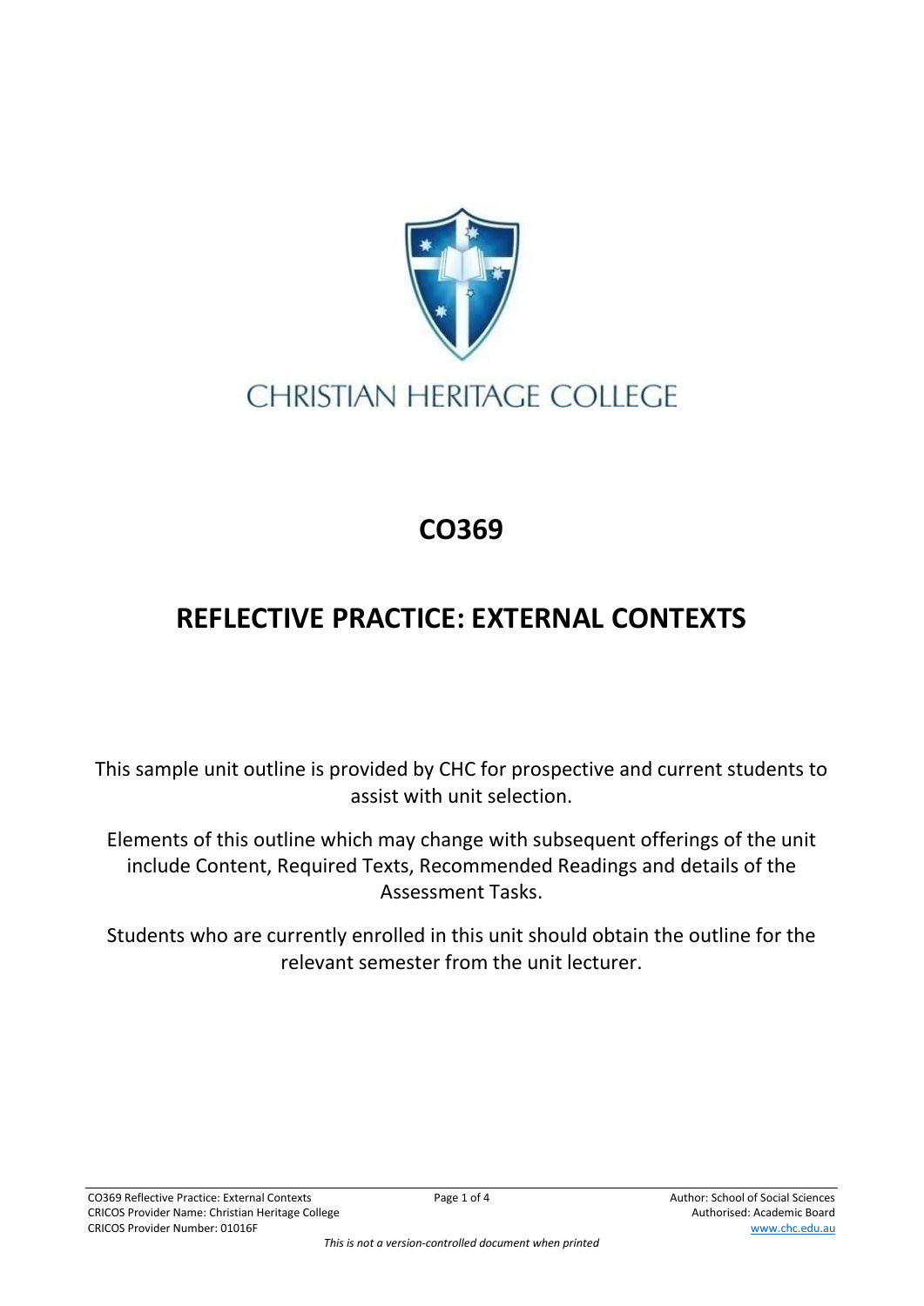CHRISTIAN HERITAGE COLLEGE

# CO369

# REFLECTIVE PRACTICE: EXTERNAL CONTEXTS

This sample unit outline is provided by CHC for prospective and current students to assist with unit selection.

Elements of this outline which may change with subsequent offerings of the unit include Content, Required Texts, Recommended Readings and details of the Assessment Tasks.

Students who are currently enrolled in this unit should obtain the outline for the relevant semester from the unit lecturer.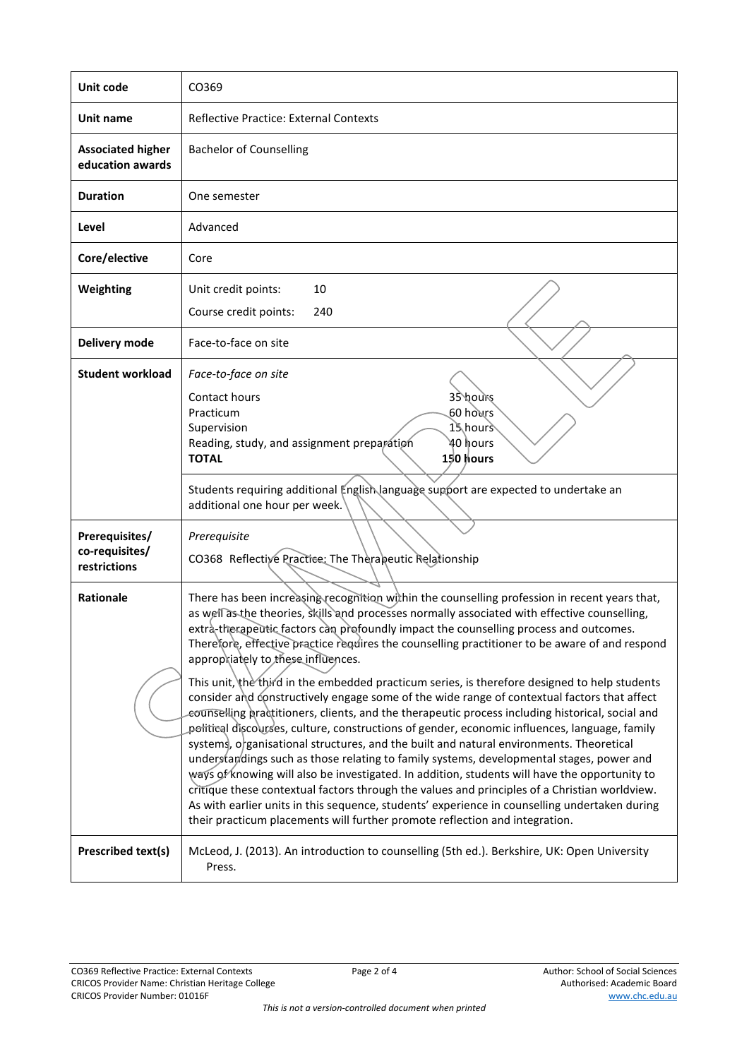| Unit code | CO369 |
|---|---|
| Unit name | Reflective Practice: External Contexts |
| Associated higher education awards | Bachelor of Counselling |
| Duration | One semester |
| Level | Advanced |
| Core/elective | Core |
| Weighting | Unit credit points: 10<br>Course credit points: 240 |
| Delivery mode | Face-to-face on site |
| Student workload | *Face-to-face on site*<br>Contact hours 35 hours<br>Practicum 60 hours<br>Supervision 15 hours<br>Reading, study, and assignment preparation 40 hours<br>**TOTAL** **150 hours** |
| | Students requiring additional English language support are expected to undertake an additional one hour per week. |
| Prerequisites/ co-requisites/ restrictions | *Prerequisite*<br>CO368 Reflective Practice: The Therapeutic Relationship |
| Rationale | There has been increasing recognition within the counselling profession in recent years that, as well as the theories, skills and processes normally associated with effective counselling, extra-therapeutic factors can profoundly impact the counselling process and outcomes. Therefore, effective practice requires the counselling practitioner to be aware of and respond appropriately to these influences.<br><br>This unit, the third in the embedded practicum series, is therefore designed to help students consider and constructively engage some of the wide range of contextual factors that affect counselling practitioners, clients, and the therapeutic process including historical, social and political discourses, culture, constructions of gender, economic influences, language, family systems, organisational structures, and the built and natural environments. Theoretical understandings such as those relating to family systems, developmental stages, power and ways of knowing will also be investigated. In addition, students will have the opportunity to critique these contextual factors through the values and principles of a Christian worldview. As with earlier units in this sequence, students' experience in counselling undertaken during their practicum placements will further promote reflection and integration. |
| Prescribed text(s) | McLeod, J. (2013). An introduction to counselling (5th ed.). Berkshire, UK: Open University Press. |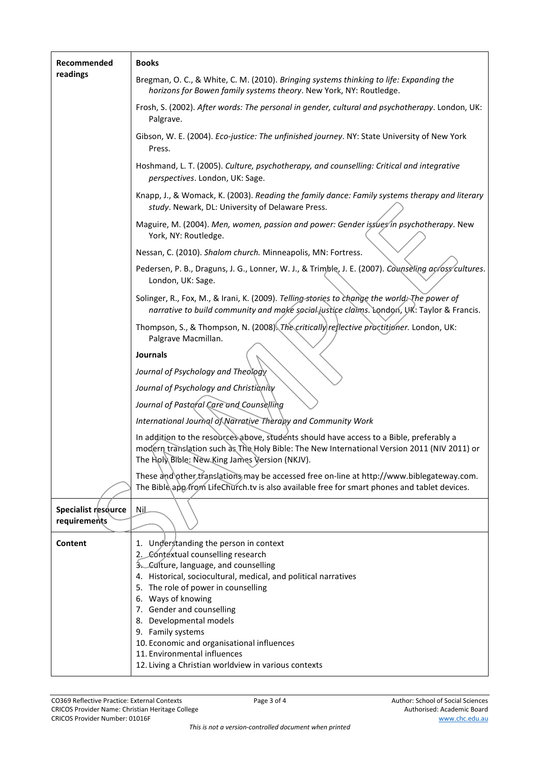| | |
|---|---|
| **Recommended readings** | **Books**<br><br>Bregman, O. C., & White, C. M. (2010). *Bringing systems thinking to life: Expanding the horizons for Bowen family systems theory*. New York, NY: Routledge.<br><br>Frosh, S. (2002). *After words: The personal in gender, cultural and psychotherapy*. London, UK: Palgrave.<br><br>Gibson, W. E. (2004). *Eco-justice: The unfinished journey*. NY: State University of New York Press.<br><br>Hoshmand, L. T. (2005). *Culture, psychotherapy, and counselling: Critical and integrative perspectives*. London, UK: Sage.<br><br>Knapp, J., & Womack, K. (2003). *Reading the family dance: Family systems therapy and literary study*. Newark, DL: University of Delaware Press.<br><br>Maguire, M. (2004). *Men, women, passion and power: Gender issues in psychotherapy*. New York, NY: Routledge.<br><br>Nessan, C. (2010). *Shalom church.* Minneapolis, MN: Fortress.<br><br>Pedersen, P. B., Draguns, J. G., Lonner, W. J., & Trimble, J. E. (2007). *Counseling across cultures*. London, UK: Sage.<br><br>Solinger, R., Fox, M., & Irani, K. (2009). *Telling stories to change the world: The power of narrative to build community and make social justice claims*. London, UK: Taylor & Francis.<br><br>Thompson, S., & Thompson, N. (2008). *The critically reflective practitioner.* London, UK: Palgrave Macmillan.<br><br>**Journals**<br><br>*Journal of Psychology and Theology*<br><br>*Journal of Psychology and Christianity*<br><br>*Journal of Pastoral Care and Counselling*<br><br>*International Journal of Narrative Therapy and Community Work*<br><br>In addition to the resources above, students should have access to a Bible, preferably a modern translation such as The Holy Bible: The New International Version 2011 (NIV 2011) or The Holy Bible: New King James Version (NKJV).<br><br>These and other translations may be accessed free on-line at http://www.biblegateway.com. The Bible app from LifeChurch.tv is also available free for smart phones and tablet devices. |
| **Specialist resource requirements** | Nil |
| **Content** | 1. Understanding the person in context<br>2. Contextual counselling research<br>3. Culture, language, and counselling<br>4. Historical, sociocultural, medical, and political narratives<br>5. The role of power in counselling<br>6. Ways of knowing<br>7. Gender and counselling<br>8. Developmental models<br>9. Family systems<br>10. Economic and organisational influences<br>11. Environmental influences<br>12. Living a Christian worldview in various contexts |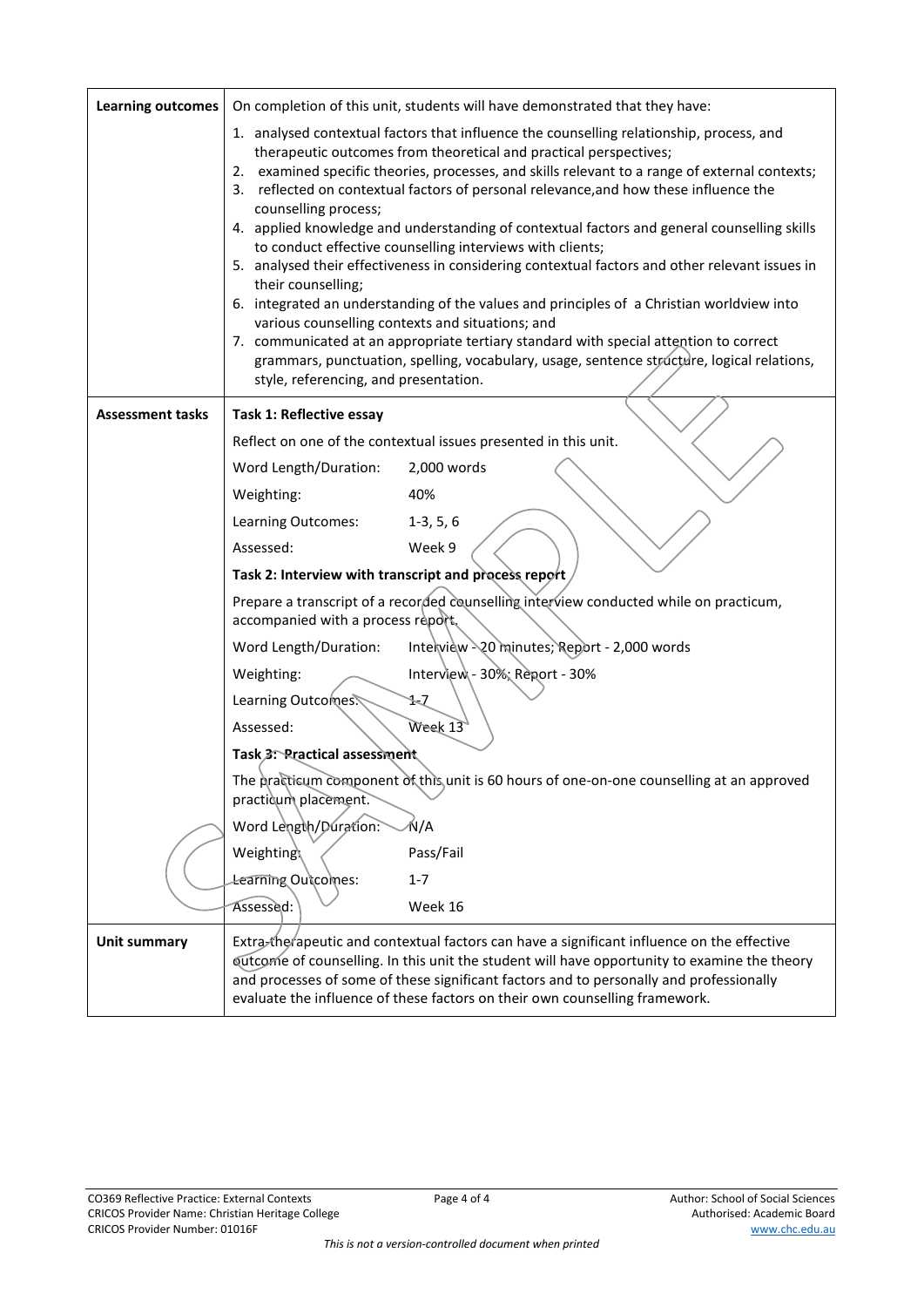| | |
|---|---|
| **Learning outcomes** | On completion of this unit, students will have demonstrated that they have:<br>1. analysed contextual factors that influence the counselling relationship, process, and therapeutic outcomes from theoretical and practical perspectives;<br>2. examined specific theories, processes, and skills relevant to a range of external contexts;<br>3. reflected on contextual factors of personal relevance,and how these influence the counselling process;<br>4. applied knowledge and understanding of contextual factors and general counselling skills to conduct effective counselling interviews with clients;<br>5. analysed their effectiveness in considering contextual factors and other relevant issues in their counselling;<br>6. integrated an understanding of the values and principles of a Christian worldview into various counselling contexts and situations; and<br>7. communicated at an appropriate tertiary standard with special attention to correct grammars, punctuation, spelling, vocabulary, usage, sentence structure, logical relations, style, referencing, and presentation. |
| **Assessment tasks** | **Task 1: Reflective essay**<br>Reflect on one of the contextual issues presented in this unit.<br>Word Length/Duration: 2,000 words<br>Weighting: 40%<br>Learning Outcomes: 1-3, 5, 6<br>Assessed: Week 9<br>**Task 2: Interview with transcript and process report**<br>Prepare a transcript of a recorded counselling interview conducted while on practicum, accompanied with a process report.<br>Word Length/Duration: Interview - 20 minutes; Report - 2,000 words<br>Weighting: Interview - 30%; Report - 30%<br>Learning Outcomes: 1-7<br>Assessed: Week 13<br>**Task 3: Practical assessment**<br>The practicum component of this unit is 60 hours of one-on-one counselling at an approved practicum placement.<br>Word Length/Duration: N/A<br>Weighting: Pass/Fail<br>Learning Outcomes: 1-7<br>Assessed: Week 16 |
| **Unit summary** | Extra-therapeutic and contextual factors can have a significant influence on the effective outcome of counselling. In this unit the student will have opportunity to examine the theory and processes of some of these significant factors and to personally and professionally evaluate the influence of these factors on their own counselling framework. |